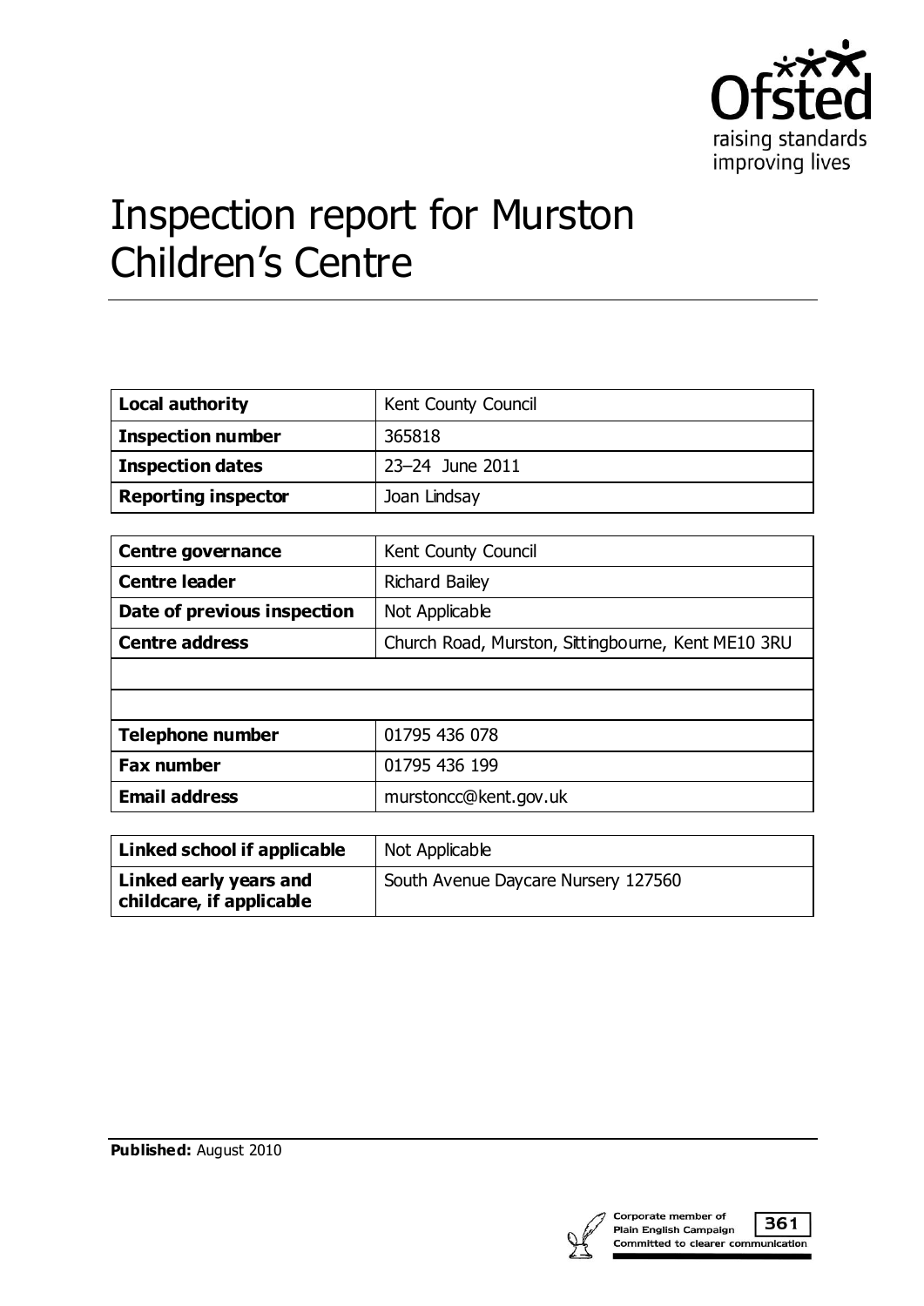# Inspection report for Murston Children's Centre

| | |
|---|---|
| **Local authority** | Kent County Council |
| **Inspection number** | 365818 |
| **Inspection dates** | 23–24 June 2011 |
| **Reporting inspector** | Joan Lindsay |

| | |
|---|---|
| **Centre governance** | Kent County Council |
| **Centre leader** | Richard Bailey |
| **Date of previous inspection** | Not Applicable |
| **Centre address** | Church Road, Murston, Sittingbourne, Kent ME10 3RU |
| | |
| | |
| **Telephone number** | 01795 436 078 |
| **Fax number** | 01795 436 199 |
| **Email address** | murstoncc@kent.gov.uk |

| | |
|---|---|
| **Linked school if applicable** | Not Applicable |
| **Linked early years and childcare, if applicable** | South Avenue Daycare Nursery 127560 |

**Published:** August 2010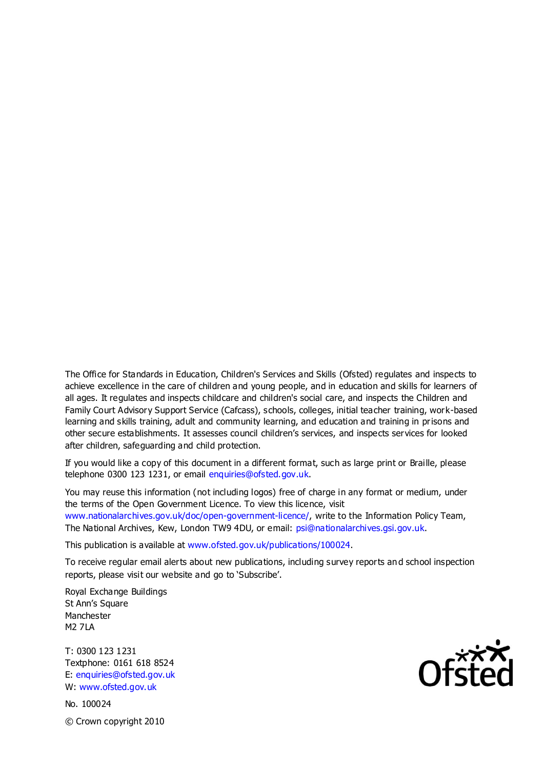The Office for Standards in Education, Children's Services and Skills (Ofsted) regulates and inspects to achieve excellence in the care of children and young people, and in education and skills for learners of all ages. It regulates and inspects childcare and children's social care, and inspects the Children and Family Court Advisory Support Service (Cafcass), schools, colleges, initial teacher training, work-based learning and skills training, adult and community learning, and education and training in prisons and other secure establishments. It assesses council children's services, and inspects services for looked after children, safeguarding and child protection.

If you would like a copy of this document in a different format, such as large print or Braille, please telephone 0300 123 1231, or email enquiries@ofsted.gov.uk.

You may reuse this information (not including logos) free of charge in any format or medium, under the terms of the Open Government Licence. To view this licence, visit www.nationalarchives.gov.uk/doc/open-government-licence/, write to the Information Policy Team, The National Archives, Kew, London TW9 4DU, or email: psi@nationalarchives.gsi.gov.uk.

This publication is available at www.ofsted.gov.uk/publications/100024.

To receive regular email alerts about new publications, including survey reports and school inspection reports, please visit our website and go to 'Subscribe'.

Royal Exchange Buildings
St Ann's Square
Manchester
M2 7LA

T: 0300 123 1231
Textphone: 0161 618 8524
E: enquiries@ofsted.gov.uk
W: www.ofsted.gov.uk

No. 100024

© Crown copyright 2010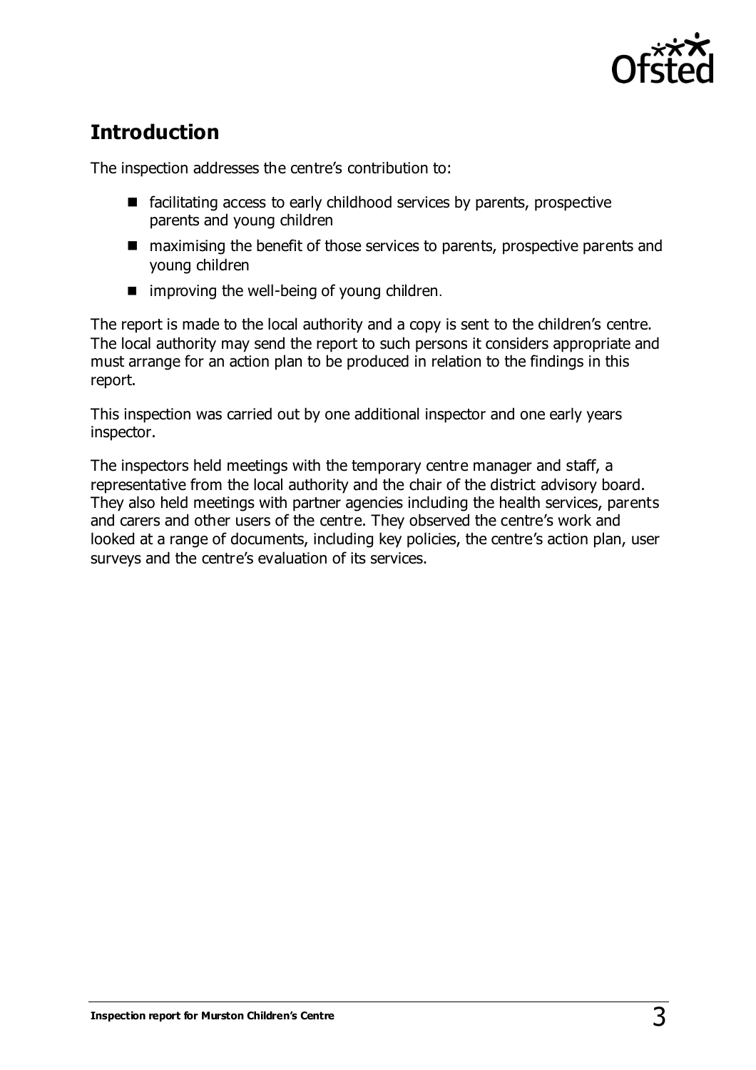## Introduction

The inspection addresses the centre's contribution to:

- facilitating access to early childhood services by parents, prospective parents and young children
- maximising the benefit of those services to parents, prospective parents and young children
- improving the well-being of young children.

The report is made to the local authority and a copy is sent to the children's centre. The local authority may send the report to such persons it considers appropriate and must arrange for an action plan to be produced in relation to the findings in this report.

This inspection was carried out by one additional inspector and one early years inspector.

The inspectors held meetings with the temporary centre manager and staff, a representative from the local authority and the chair of the district advisory board. They also held meetings with partner agencies including the health services, parents and carers and other users of the centre. They observed the centre's work and looked at a range of documents, including key policies, the centre's action plan, user surveys and the centre's evaluation of its services.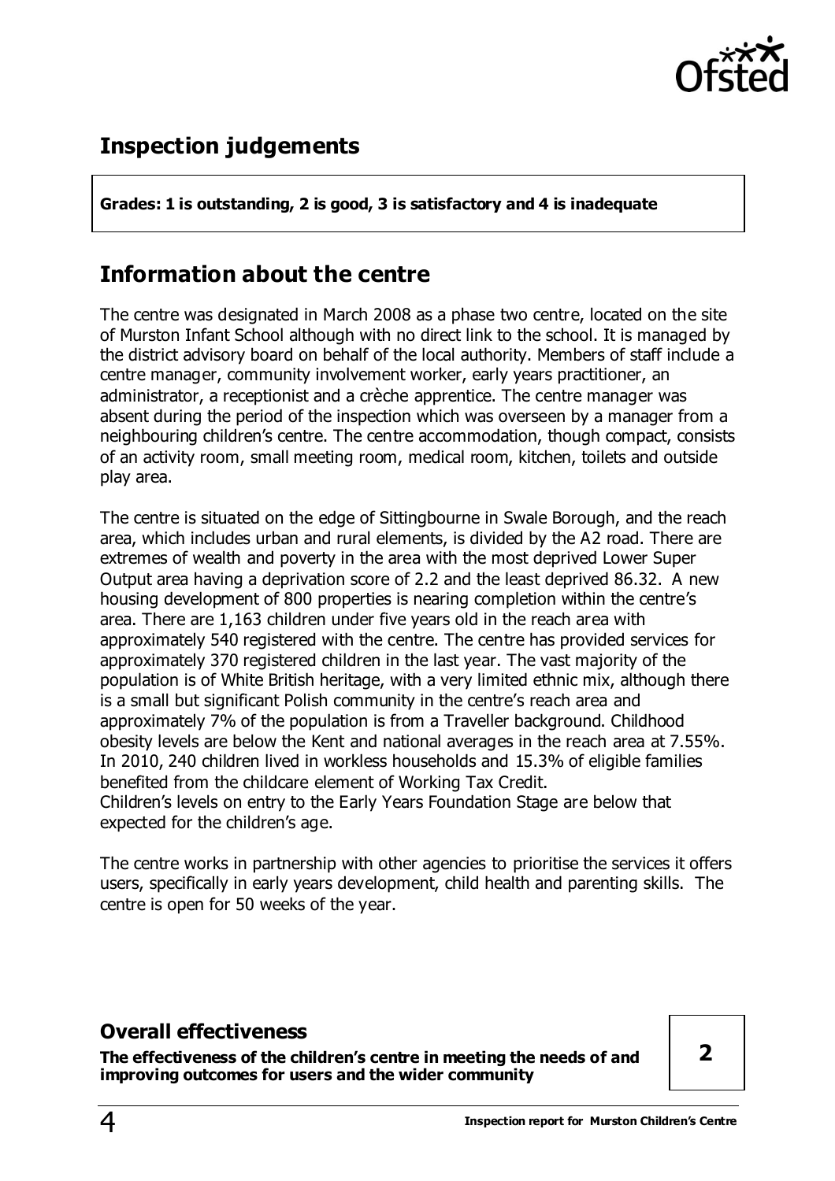## Inspection judgements

**Grades: 1 is outstanding, 2 is good, 3 is satisfactory and 4 is inadequate**

## Information about the centre

The centre was designated in March 2008 as a phase two centre, located on the site of Murston Infant School although with no direct link to the school. It is managed by the district advisory board on behalf of the local authority. Members of staff include a centre manager, community involvement worker, early years practitioner, an administrator, a receptionist and a crèche apprentice. The centre manager was absent during the period of the inspection which was overseen by a manager from a neighbouring children's centre. The centre accommodation, though compact, consists of an activity room, small meeting room, medical room, kitchen, toilets and outside play area.

The centre is situated on the edge of Sittingbourne in Swale Borough, and the reach area, which includes urban and rural elements, is divided by the A2 road. There are extremes of wealth and poverty in the area with the most deprived Lower Super Output area having a deprivation score of 2.2 and the least deprived 86.32. A new housing development of 800 properties is nearing completion within the centre's area. There are 1,163 children under five years old in the reach area with approximately 540 registered with the centre. The centre has provided services for approximately 370 registered children in the last year. The vast majority of the population is of White British heritage, with a very limited ethnic mix, although there is a small but significant Polish community in the centre's reach area and approximately 7% of the population is from a Traveller background. Childhood obesity levels are below the Kent and national averages in the reach area at 7.55%. In 2010, 240 children lived in workless households and 15.3% of eligible families benefited from the childcare element of Working Tax Credit.
Children's levels on entry to the Early Years Foundation Stage are below that expected for the children's age.

The centre works in partnership with other agencies to prioritise the services it offers users, specifically in early years development, child health and parenting skills. The centre is open for 50 weeks of the year.

### Overall effectiveness

**The effectiveness of the children's centre in meeting the needs of and improving outcomes for users and the wider community**

**2**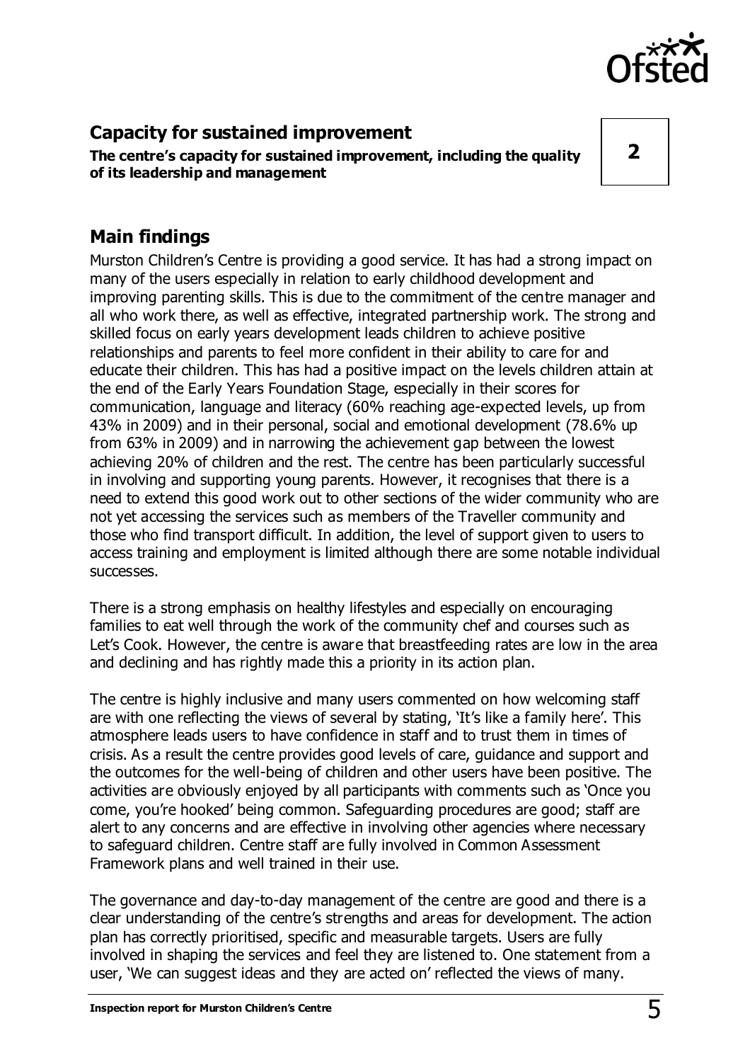## Capacity for sustained improvement

**The centre's capacity for sustained improvement, including the quality of its leadership and management**

**2**

## Main findings

Murston Children's Centre is providing a good service. It has had a strong impact on many of the users especially in relation to early childhood development and improving parenting skills. This is due to the commitment of the centre manager and all who work there, as well as effective, integrated partnership work. The strong and skilled focus on early years development leads children to achieve positive relationships and parents to feel more confident in their ability to care for and educate their children. This has had a positive impact on the levels children attain at the end of the Early Years Foundation Stage, especially in their scores for communication, language and literacy (60% reaching age-expected levels, up from 43% in 2009) and in their personal, social and emotional development (78.6% up from 63% in 2009) and in narrowing the achievement gap between the lowest achieving 20% of children and the rest. The centre has been particularly successful in involving and supporting young parents. However, it recognises that there is a need to extend this good work out to other sections of the wider community who are not yet accessing the services such as members of the Traveller community and those who find transport difficult. In addition, the level of support given to users to access training and employment is limited although there are some notable individual successes.

There is a strong emphasis on healthy lifestyles and especially on encouraging families to eat well through the work of the community chef and courses such as Let's Cook. However, the centre is aware that breastfeeding rates are low in the area and declining and has rightly made this a priority in its action plan.

The centre is highly inclusive and many users commented on how welcoming staff are with one reflecting the views of several by stating, 'It's like a family here'. This atmosphere leads users to have confidence in staff and to trust them in times of crisis. As a result the centre provides good levels of care, guidance and support and the outcomes for the well-being of children and other users have been positive. The activities are obviously enjoyed by all participants with comments such as 'Once you come, you're hooked' being common. Safeguarding procedures are good; staff are alert to any concerns and are effective in involving other agencies where necessary to safeguard children. Centre staff are fully involved in Common Assessment Framework plans and well trained in their use.

The governance and day-to-day management of the centre are good and there is a clear understanding of the centre's strengths and areas for development. The action plan has correctly prioritised, specific and measurable targets. Users are fully involved in shaping the services and feel they are listened to. One statement from a user, 'We can suggest ideas and they are acted on' reflected the views of many.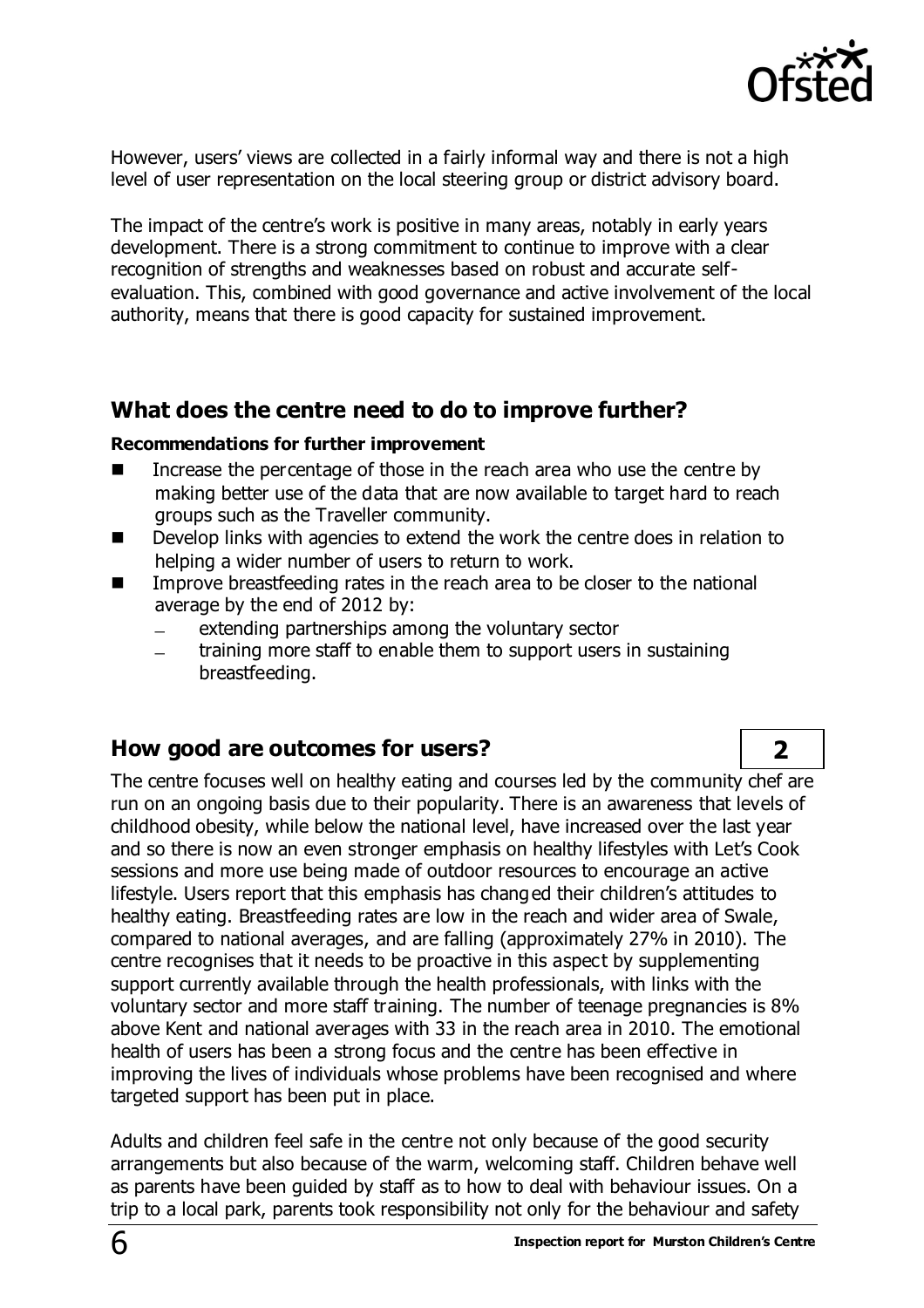However, users' views are collected in a fairly informal way and there is not a high level of user representation on the local steering group or district advisory board.

The impact of the centre's work is positive in many areas, notably in early years development. There is a strong commitment to continue to improve with a clear recognition of strengths and weaknesses based on robust and accurate self-evaluation. This, combined with good governance and active involvement of the local authority, means that there is good capacity for sustained improvement.

## What does the centre need to do to improve further?

**Recommendations for further improvement**

- Increase the percentage of those in the reach area who use the centre by making better use of the data that are now available to target hard to reach groups such as the Traveller community.
- Develop links with agencies to extend the work the centre does in relation to helping a wider number of users to return to work.
- Improve breastfeeding rates in the reach area to be closer to the national average by the end of 2012 by:
  - extending partnerships among the voluntary sector
  - training more staff to enable them to support users in sustaining breastfeeding.

## How good are outcomes for users? 2

The centre focuses well on healthy eating and courses led by the community chef are run on an ongoing basis due to their popularity. There is an awareness that levels of childhood obesity, while below the national level, have increased over the last year and so there is now an even stronger emphasis on healthy lifestyles with Let's Cook sessions and more use being made of outdoor resources to encourage an active lifestyle. Users report that this emphasis has changed their children's attitudes to healthy eating. Breastfeeding rates are low in the reach and wider area of Swale, compared to national averages, and are falling (approximately 27% in 2010). The centre recognises that it needs to be proactive in this aspect by supplementing support currently available through the health professionals, with links with the voluntary sector and more staff training. The number of teenage pregnancies is 8% above Kent and national averages with 33 in the reach area in 2010. The emotional health of users has been a strong focus and the centre has been effective in improving the lives of individuals whose problems have been recognised and where targeted support has been put in place.

Adults and children feel safe in the centre not only because of the good security arrangements but also because of the warm, welcoming staff. Children behave well as parents have been guided by staff as to how to deal with behaviour issues. On a trip to a local park, parents took responsibility not only for the behaviour and safety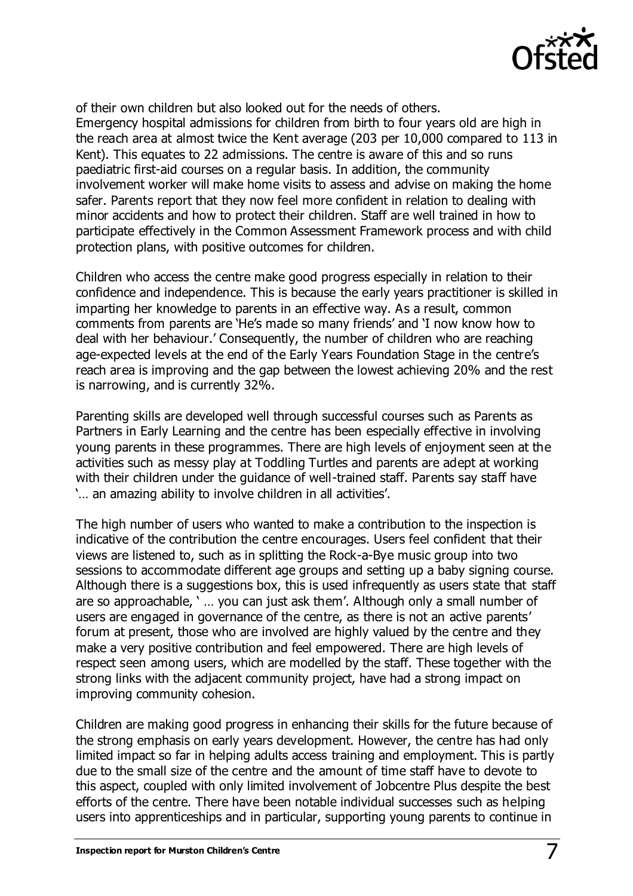of their own children but also looked out for the needs of others.
Emergency hospital admissions for children from birth to four years old are high in the reach area at almost twice the Kent average (203 per 10,000 compared to 113 in Kent). This equates to 22 admissions. The centre is aware of this and so runs paediatric first-aid courses on a regular basis. In addition, the community involvement worker will make home visits to assess and advise on making the home safer. Parents report that they now feel more confident in relation to dealing with minor accidents and how to protect their children. Staff are well trained in how to participate effectively in the Common Assessment Framework process and with child protection plans, with positive outcomes for children.

Children who access the centre make good progress especially in relation to their confidence and independence. This is because the early years practitioner is skilled in imparting her knowledge to parents in an effective way. As a result, common comments from parents are 'He's made so many friends' and 'I now know how to deal with her behaviour.' Consequently, the number of children who are reaching age-expected levels at the end of the Early Years Foundation Stage in the centre's reach area is improving and the gap between the lowest achieving 20% and the rest is narrowing, and is currently 32%.

Parenting skills are developed well through successful courses such as Parents as Partners in Early Learning and the centre has been especially effective in involving young parents in these programmes. There are high levels of enjoyment seen at the activities such as messy play at Toddling Turtles and parents are adept at working with their children under the guidance of well-trained staff. Parents say staff have '… an amazing ability to involve children in all activities'.

The high number of users who wanted to make a contribution to the inspection is indicative of the contribution the centre encourages. Users feel confident that their views are listened to, such as in splitting the Rock-a-Bye music group into two sessions to accommodate different age groups and setting up a baby signing course. Although there is a suggestions box, this is used infrequently as users state that staff are so approachable, ' … you can just ask them'. Although only a small number of users are engaged in governance of the centre, as there is not an active parents' forum at present, those who are involved are highly valued by the centre and they make a very positive contribution and feel empowered. There are high levels of respect seen among users, which are modelled by the staff. These together with the strong links with the adjacent community project, have had a strong impact on improving community cohesion.

Children are making good progress in enhancing their skills for the future because of the strong emphasis on early years development. However, the centre has had only limited impact so far in helping adults access training and employment. This is partly due to the small size of the centre and the amount of time staff have to devote to this aspect, coupled with only limited involvement of Jobcentre Plus despite the best efforts of the centre. There have been notable individual successes such as helping users into apprenticeships and in particular, supporting young parents to continue in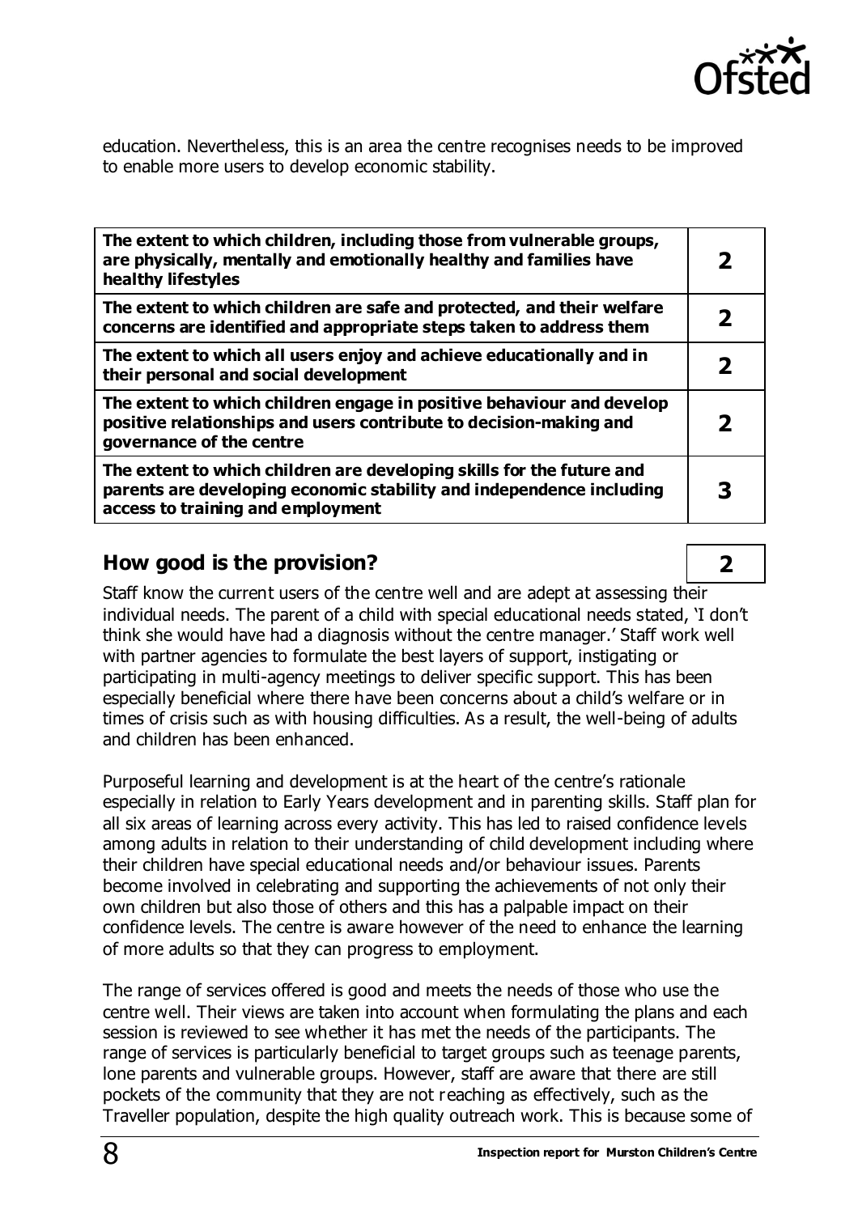education. Nevertheless, this is an area the centre recognises needs to be improved to enable more users to develop economic stability.

| | |
|---|---|
| **The extent to which children, including those from vulnerable groups, are physically, mentally and emotionally healthy and families have healthy lifestyles** | **2** |
| **The extent to which children are safe and protected, and their welfare concerns are identified and appropriate steps taken to address them** | **2** |
| **The extent to which all users enjoy and achieve educationally and in their personal and social development** | **2** |
| **The extent to which children engage in positive behaviour and develop positive relationships and users contribute to decision-making and governance of the centre** | **2** |
| **The extent to which children are developing skills for the future and parents are developing economic stability and independence including access to training and employment** | **3** |

## How good is the provision? **2**

Staff know the current users of the centre well and are adept at assessing their individual needs. The parent of a child with special educational needs stated, 'I don't think she would have had a diagnosis without the centre manager.' Staff work well with partner agencies to formulate the best layers of support, instigating or participating in multi-agency meetings to deliver specific support. This has been especially beneficial where there have been concerns about a child's welfare or in times of crisis such as with housing difficulties. As a result, the well-being of adults and children has been enhanced.

Purposeful learning and development is at the heart of the centre's rationale especially in relation to Early Years development and in parenting skills. Staff plan for all six areas of learning across every activity. This has led to raised confidence levels among adults in relation to their understanding of child development including where their children have special educational needs and/or behaviour issues. Parents become involved in celebrating and supporting the achievements of not only their own children but also those of others and this has a palpable impact on their confidence levels. The centre is aware however of the need to enhance the learning of more adults so that they can progress to employment.

The range of services offered is good and meets the needs of those who use the centre well. Their views are taken into account when formulating the plans and each session is reviewed to see whether it has met the needs of the participants. The range of services is particularly beneficial to target groups such as teenage parents, lone parents and vulnerable groups. However, staff are aware that there are still pockets of the community that they are not reaching as effectively, such as the Traveller population, despite the high quality outreach work. This is because some of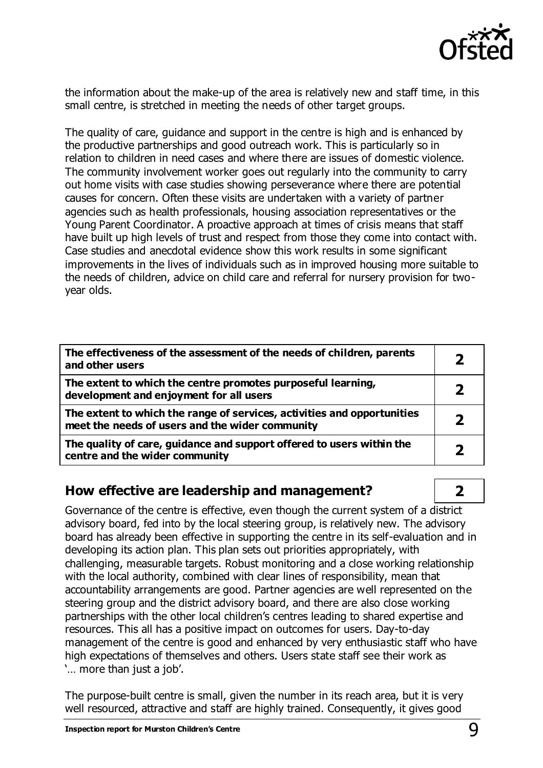the information about the make-up of the area is relatively new and staff time, in this small centre, is stretched in meeting the needs of other target groups.

The quality of care, guidance and support in the centre is high and is enhanced by the productive partnerships and good outreach work. This is particularly so in relation to children in need cases and where there are issues of domestic violence. The community involvement worker goes out regularly into the community to carry out home visits with case studies showing perseverance where there are potential causes for concern. Often these visits are undertaken with a variety of partner agencies such as health professionals, housing association representatives or the Young Parent Coordinator. A proactive approach at times of crisis means that staff have built up high levels of trust and respect from those they come into contact with. Case studies and anecdotal evidence show this work results in some significant improvements in the lives of individuals such as in improved housing more suitable to the needs of children, advice on child care and referral for nursery provision for two-year olds.

| | |
|---|---|
| **The effectiveness of the assessment of the needs of children, parents and other users** | **2** |
| **The extent to which the centre promotes purposeful learning, development and enjoyment for all users** | **2** |
| **The extent to which the range of services, activities and opportunities meet the needs of users and the wider community** | **2** |
| **The quality of care, guidance and support offered to users within the centre and the wider community** | **2** |

## How effective are leadership and management? **2**

Governance of the centre is effective, even though the current system of a district advisory board, fed into by the local steering group, is relatively new. The advisory board has already been effective in supporting the centre in its self-evaluation and in developing its action plan. This plan sets out priorities appropriately, with challenging, measurable targets. Robust monitoring and a close working relationship with the local authority, combined with clear lines of responsibility, mean that accountability arrangements are good. Partner agencies are well represented on the steering group and the district advisory board, and there are also close working partnerships with the other local children's centres leading to shared expertise and resources. This all has a positive impact on outcomes for users. Day-to-day management of the centre is good and enhanced by very enthusiastic staff who have high expectations of themselves and others. Users state staff see their work as '… more than just a job'.

The purpose-built centre is small, given the number in its reach area, but it is very well resourced, attractive and staff are highly trained. Consequently, it gives good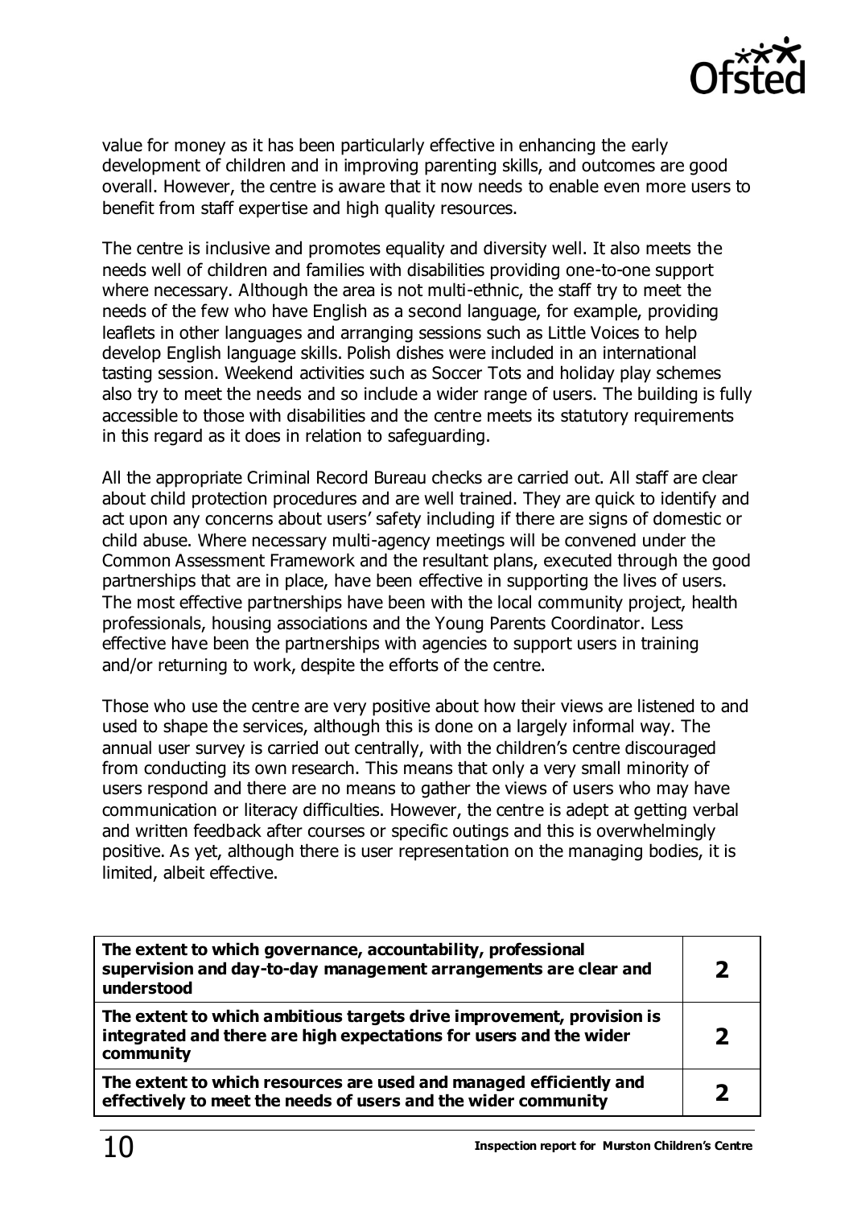value for money as it has been particularly effective in enhancing the early development of children and in improving parenting skills, and outcomes are good overall. However, the centre is aware that it now needs to enable even more users to benefit from staff expertise and high quality resources.

The centre is inclusive and promotes equality and diversity well. It also meets the needs well of children and families with disabilities providing one-to-one support where necessary. Although the area is not multi-ethnic, the staff try to meet the needs of the few who have English as a second language, for example, providing leaflets in other languages and arranging sessions such as Little Voices to help develop English language skills. Polish dishes were included in an international tasting session. Weekend activities such as Soccer Tots and holiday play schemes also try to meet the needs and so include a wider range of users. The building is fully accessible to those with disabilities and the centre meets its statutory requirements in this regard as it does in relation to safeguarding.

All the appropriate Criminal Record Bureau checks are carried out. All staff are clear about child protection procedures and are well trained. They are quick to identify and act upon any concerns about users' safety including if there are signs of domestic or child abuse. Where necessary multi-agency meetings will be convened under the Common Assessment Framework and the resultant plans, executed through the good partnerships that are in place, have been effective in supporting the lives of users. The most effective partnerships have been with the local community project, health professionals, housing associations and the Young Parents Coordinator. Less effective have been the partnerships with agencies to support users in training and/or returning to work, despite the efforts of the centre.

Those who use the centre are very positive about how their views are listened to and used to shape the services, although this is done on a largely informal way. The annual user survey is carried out centrally, with the children's centre discouraged from conducting its own research. This means that only a very small minority of users respond and there are no means to gather the views of users who may have communication or literacy difficulties. However, the centre is adept at getting verbal and written feedback after courses or specific outings and this is overwhelmingly positive. As yet, although there is user representation on the managing bodies, it is limited, albeit effective.

| | |
|---|---|
| **The extent to which governance, accountability, professional supervision and day-to-day management arrangements are clear and understood** | **2** |
| **The extent to which ambitious targets drive improvement, provision is integrated and there are high expectations for users and the wider community** | **2** |
| **The extent to which resources are used and managed efficiently and effectively to meet the needs of users and the wider community** | **2** |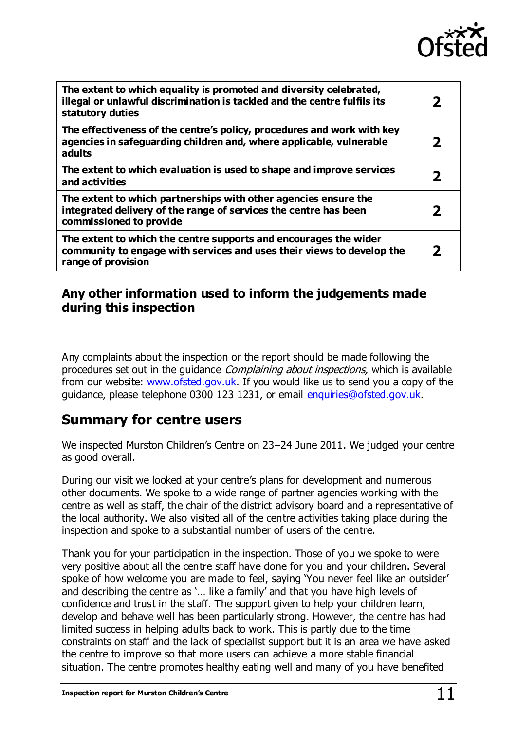| | |
|---|---|
| **The extent to which equality is promoted and diversity celebrated, illegal or unlawful discrimination is tackled and the centre fulfils its statutory duties** | **2** |
| **The effectiveness of the centre's policy, procedures and work with key agencies in safeguarding children and, where applicable, vulnerable adults** | **2** |
| **The extent to which evaluation is used to shape and improve services and activities** | **2** |
| **The extent to which partnerships with other agencies ensure the integrated delivery of the range of services the centre has been commissioned to provide** | **2** |
| **The extent to which the centre supports and encourages the wider community to engage with services and uses their views to develop the range of provision** | **2** |

## Any other information used to inform the judgements made during this inspection

Any complaints about the inspection or the report should be made following the procedures set out in the guidance *Complaining about inspections,* which is available from our website: www.ofsted.gov.uk. If you would like us to send you a copy of the guidance, please telephone 0300 123 1231, or email enquiries@ofsted.gov.uk.

## Summary for centre users

We inspected Murston Children's Centre on 23–24 June 2011. We judged your centre as good overall.

During our visit we looked at your centre's plans for development and numerous other documents. We spoke to a wide range of partner agencies working with the centre as well as staff, the chair of the district advisory board and a representative of the local authority. We also visited all of the centre activities taking place during the inspection and spoke to a substantial number of users of the centre.

Thank you for your participation in the inspection. Those of you we spoke to were very positive about all the centre staff have done for you and your children. Several spoke of how welcome you are made to feel, saying 'You never feel like an outsider' and describing the centre as '… like a family' and that you have high levels of confidence and trust in the staff. The support given to help your children learn, develop and behave well has been particularly strong. However, the centre has had limited success in helping adults back to work. This is partly due to the time constraints on staff and the lack of specialist support but it is an area we have asked the centre to improve so that more users can achieve a more stable financial situation. The centre promotes healthy eating well and many of you have benefited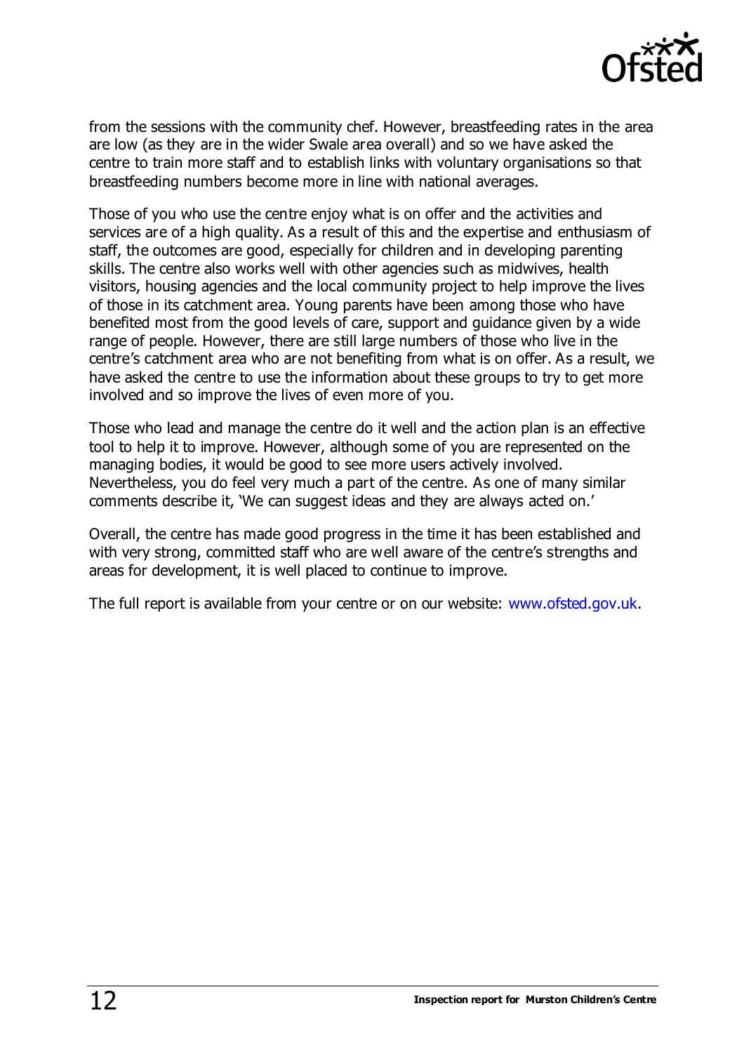from the sessions with the community chef. However, breastfeeding rates in the area are low (as they are in the wider Swale area overall) and so we have asked the centre to train more staff and to establish links with voluntary organisations so that breastfeeding numbers become more in line with national averages.

Those of you who use the centre enjoy what is on offer and the activities and services are of a high quality. As a result of this and the expertise and enthusiasm of staff, the outcomes are good, especially for children and in developing parenting skills. The centre also works well with other agencies such as midwives, health visitors, housing agencies and the local community project to help improve the lives of those in its catchment area. Young parents have been among those who have benefited most from the good levels of care, support and guidance given by a wide range of people. However, there are still large numbers of those who live in the centre's catchment area who are not benefiting from what is on offer. As a result, we have asked the centre to use the information about these groups to try to get more involved and so improve the lives of even more of you.

Those who lead and manage the centre do it well and the action plan is an effective tool to help it to improve. However, although some of you are represented on the managing bodies, it would be good to see more users actively involved. Nevertheless, you do feel very much a part of the centre. As one of many similar comments describe it, 'We can suggest ideas and they are always acted on.'

Overall, the centre has made good progress in the time it has been established and with very strong, committed staff who are well aware of the centre's strengths and areas for development, it is well placed to continue to improve.

The full report is available from your centre or on our website: www.ofsted.gov.uk.